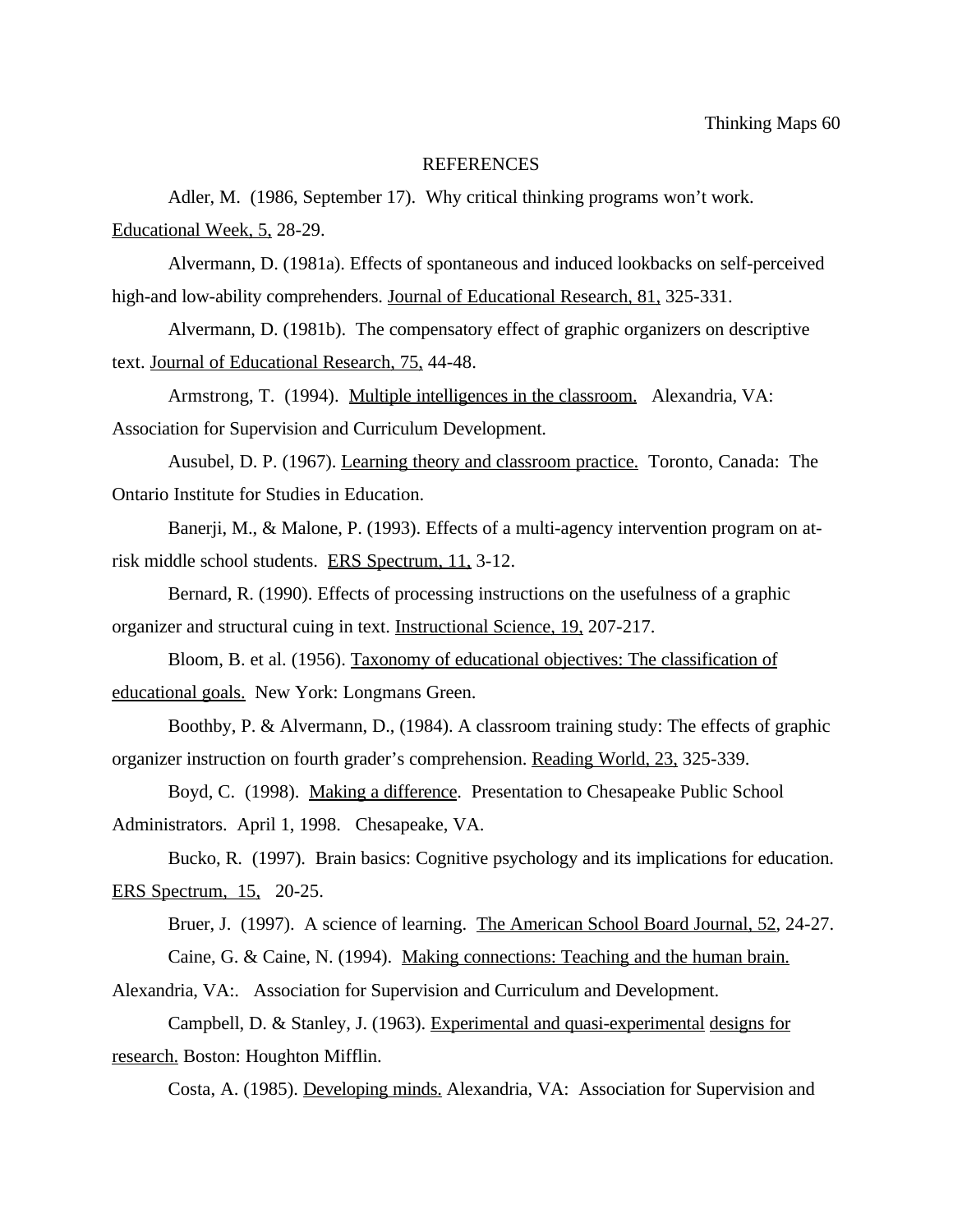# REFERENCES

Adler, M. (1986, September 17). Why critical thinking programs won't work. Educational Week, 5, 28-29.

Alvermann, D. (1981a). Effects of spontaneous and induced lookbacks on self-perceived high-and low-ability comprehenders. Journal of Educational Research, 81, 325-331.

Alvermann, D. (1981b). The compensatory effect of graphic organizers on descriptive text. Journal of Educational Research, 75, 44-48.

Armstrong, T. (1994). Multiple intelligences in the classroom. Alexandria, VA: Association for Supervision and Curriculum Development.

Ausubel, D. P. (1967). Learning theory and classroom practice. Toronto, Canada: The Ontario Institute for Studies in Education.

Banerji, M., & Malone, P. (1993). Effects of a multi-agency intervention program on at-risk middle school students. ERS Spectrum, 11, 3-12.

Bernard, R. (1990). Effects of processing instructions on the usefulness of a graphic organizer and structural cuing in text. Instructional Science, 19, 207-217.

Bloom, B. et al. (1956). Taxonomy of educational objectives: The classification of educational goals. New York: Longmans Green.

Boothby, P. & Alvermann, D., (1984). A classroom training study: The effects of graphic organizer instruction on fourth grader's comprehension. Reading World, 23, 325-339.

Boyd, C. (1998). Making a difference. Presentation to Chesapeake Public School Administrators. April 1, 1998. Chesapeake, VA.

Bucko, R. (1997). Brain basics: Cognitive psychology and its implications for education. ERS Spectrum, 15, 20-25.

Bruer, J. (1997). A science of learning. The American School Board Journal, 52, 24-27.

Caine, G. & Caine, N. (1994). Making connections: Teaching and the human brain. Alexandria, VA:. Association for Supervision and Curriculum and Development.

Campbell, D. & Stanley, J. (1963). Experimental and quasi-experimental designs for research. Boston: Houghton Mifflin.

Costa, A. (1985). Developing minds. Alexandria, VA: Association for Supervision and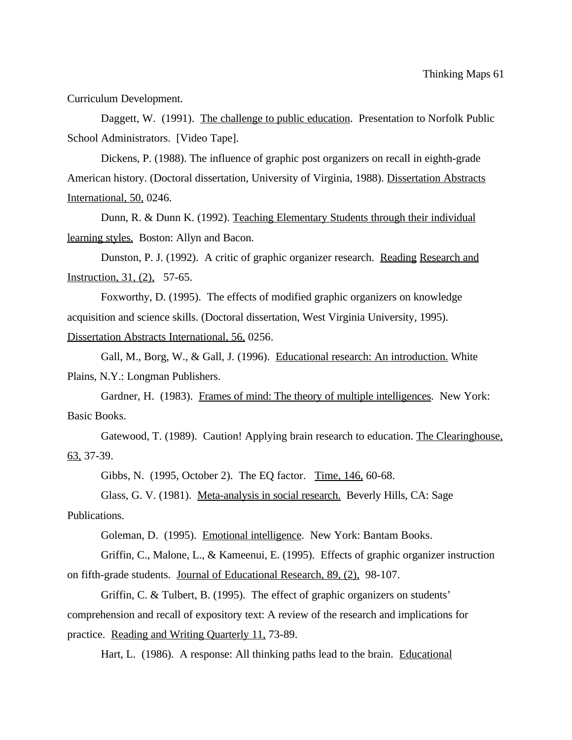Curriculum Development.

Daggett, W. (1991). The challenge to public education. Presentation to Norfolk Public School Administrators. [Video Tape].

Dickens, P. (1988). The influence of graphic post organizers on recall in eighth-grade American history. (Doctoral dissertation, University of Virginia, 1988). Dissertation Abstracts International, 50, 0246.

Dunn, R. & Dunn K. (1992). Teaching Elementary Students through their individual learning styles. Boston: Allyn and Bacon.

Dunston, P. J. (1992). A critic of graphic organizer research. Reading Research and Instruction, 31, (2), 57-65.

Foxworthy, D. (1995). The effects of modified graphic organizers on knowledge acquisition and science skills. (Doctoral dissertation, West Virginia University, 1995). Dissertation Abstracts International, 56, 0256.

Gall, M., Borg, W., & Gall, J. (1996). Educational research: An introduction. White Plains, N.Y.: Longman Publishers.

Gardner, H. (1983). Frames of mind: The theory of multiple intelligences. New York: Basic Books.

Gatewood, T. (1989). Caution! Applying brain research to education. The Clearinghouse, 63, 37-39.

Gibbs, N. (1995, October 2). The EQ factor. Time, 146, 60-68.

Glass, G. V. (1981). Meta-analysis in social research. Beverly Hills, CA: Sage Publications.

Goleman, D. (1995). Emotional intelligence. New York: Bantam Books.

Griffin, C., Malone, L., & Kameenui, E. (1995). Effects of graphic organizer instruction on fifth-grade students. Journal of Educational Research, 89, (2), 98-107.

Griffin, C. & Tulbert, B. (1995). The effect of graphic organizers on students' comprehension and recall of expository text: A review of the research and implications for practice. Reading and Writing Quarterly 11, 73-89.

Hart, L. (1986). A response: All thinking paths lead to the brain. Educational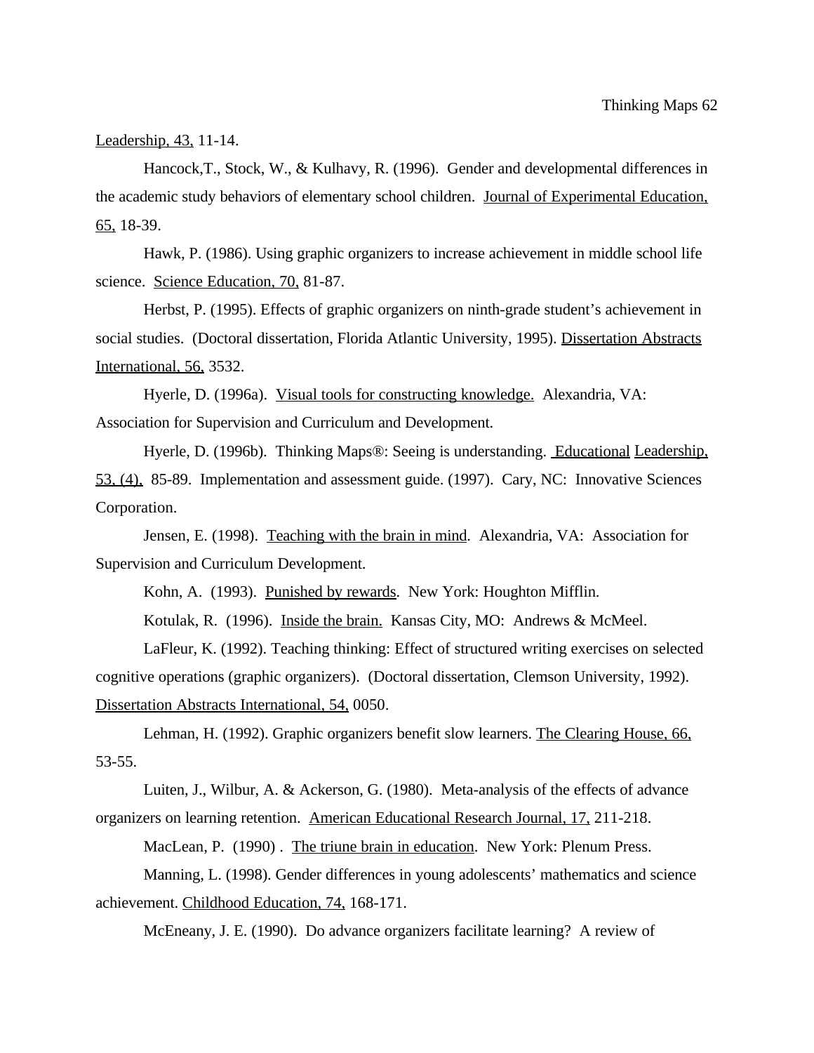Leadership, 43, 11-14.

Hancock,T., Stock, W., & Kulhavy, R. (1996). Gender and developmental differences in the academic study behaviors of elementary school children. Journal of Experimental Education, 65, 18-39.

Hawk, P. (1986). Using graphic organizers to increase achievement in middle school life science. Science Education, 70, 81-87.

Herbst, P. (1995). Effects of graphic organizers on ninth-grade student's achievement in social studies. (Doctoral dissertation, Florida Atlantic University, 1995). Dissertation Abstracts International, 56, 3532.

Hyerle, D. (1996a). Visual tools for constructing knowledge. Alexandria, VA: Association for Supervision and Curriculum and Development.

Hyerle, D. (1996b). Thinking Maps®: Seeing is understanding. Educational Leadership, 53, (4), 85-89. Implementation and assessment guide. (1997). Cary, NC: Innovative Sciences Corporation.

Jensen, E. (1998). Teaching with the brain in mind. Alexandria, VA: Association for Supervision and Curriculum Development.

Kohn, A. (1993). Punished by rewards. New York: Houghton Mifflin.

Kotulak, R. (1996). Inside the brain. Kansas City, MO: Andrews & McMeel.

LaFleur, K. (1992). Teaching thinking: Effect of structured writing exercises on selected cognitive operations (graphic organizers). (Doctoral dissertation, Clemson University, 1992). Dissertation Abstracts International, 54, 0050.

Lehman, H. (1992). Graphic organizers benefit slow learners. The Clearing House, 66, 53-55.

Luiten, J., Wilbur, A. & Ackerson, G. (1980). Meta-analysis of the effects of advance organizers on learning retention. American Educational Research Journal, 17, 211-218.

MacLean, P. (1990) . The triune brain in education. New York: Plenum Press.

Manning, L. (1998). Gender differences in young adolescents' mathematics and science achievement. Childhood Education, 74, 168-171.

McEneany, J. E. (1990). Do advance organizers facilitate learning? A review of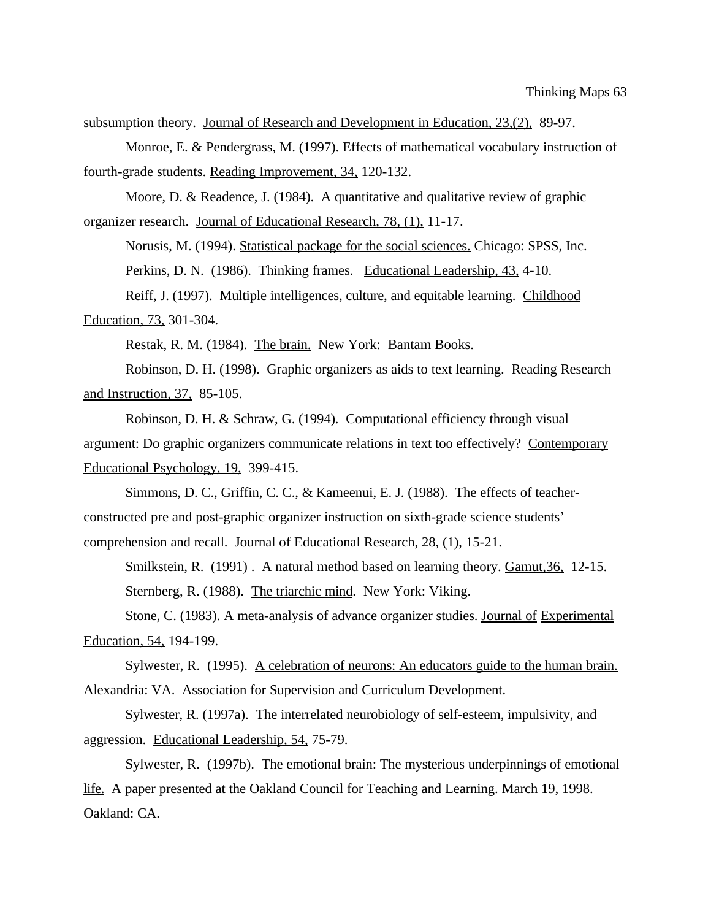subsumption theory. Journal of Research and Development in Education, 23,(2), 89-97.

Monroe, E. & Pendergrass, M. (1997). Effects of mathematical vocabulary instruction of fourth-grade students. Reading Improvement, 34, 120-132.

Moore, D. & Readence, J. (1984). A quantitative and qualitative review of graphic organizer research. Journal of Educational Research, 78, (1), 11-17.

Norusis, M. (1994). Statistical package for the social sciences. Chicago: SPSS, Inc.

Perkins, D. N. (1986). Thinking frames. Educational Leadership, 43, 4-10.

Reiff, J. (1997). Multiple intelligences, culture, and equitable learning. Childhood Education, 73, 301-304.

Restak, R. M. (1984). The brain. New York: Bantam Books.

Robinson, D. H. (1998). Graphic organizers as aids to text learning. Reading Research and Instruction, 37, 85-105.

Robinson, D. H. & Schraw, G. (1994). Computational efficiency through visual argument: Do graphic organizers communicate relations in text too effectively? Contemporary Educational Psychology, 19, 399-415.

Simmons, D. C., Griffin, C. C., & Kameenui, E. J. (1988). The effects of teacher-constructed pre and post-graphic organizer instruction on sixth-grade science students' comprehension and recall. Journal of Educational Research, 28, (1), 15-21.

Smilkstein, R. (1991) . A natural method based on learning theory. Gamut,36, 12-15.

Sternberg, R. (1988). The triarchic mind. New York: Viking.

Stone, C. (1983). A meta-analysis of advance organizer studies. Journal of Experimental Education, 54, 194-199.

Sylwester, R. (1995). A celebration of neurons: An educators guide to the human brain. Alexandria: VA. Association for Supervision and Curriculum Development.

Sylwester, R. (1997a). The interrelated neurobiology of self-esteem, impulsivity, and aggression. Educational Leadership, 54, 75-79.

Sylwester, R. (1997b). The emotional brain: The mysterious underpinnings of emotional life. A paper presented at the Oakland Council for Teaching and Learning. March 19, 1998. Oakland: CA.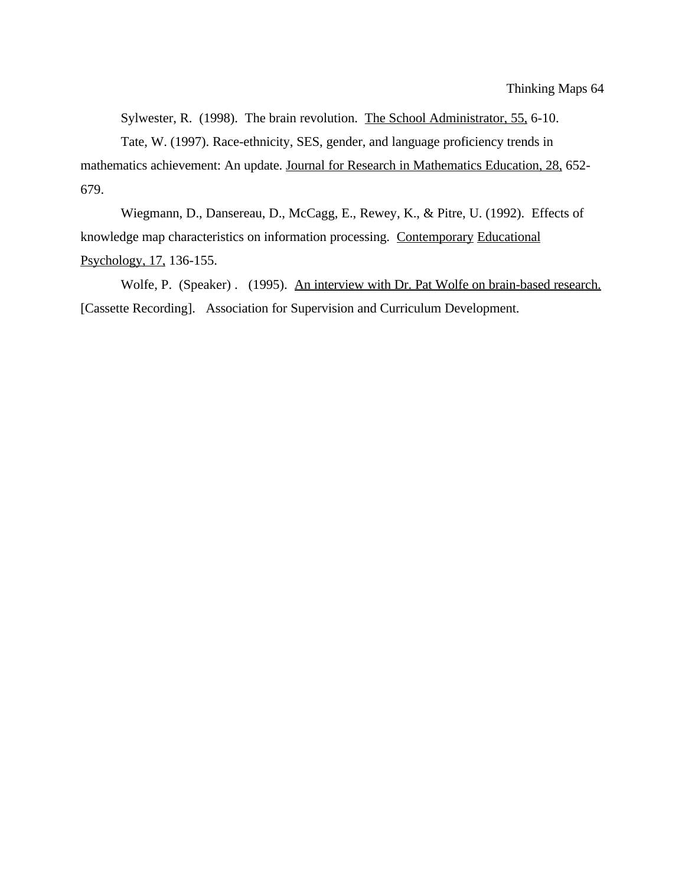Sylwester, R. (1998). The brain revolution. The School Administrator, 55, 6-10.

Tate, W. (1997). Race-ethnicity, SES, gender, and language proficiency trends in mathematics achievement: An update. Journal for Research in Mathematics Education, 28, 652-679.

Wiegmann, D., Dansereau, D., McCagg, E., Rewey, K., & Pitre, U. (1992). Effects of knowledge map characteristics on information processing. Contemporary Educational Psychology, 17, 136-155.

Wolfe, P. (Speaker) . (1995). An interview with Dr. Pat Wolfe on brain-based research. [Cassette Recording]. Association for Supervision and Curriculum Development.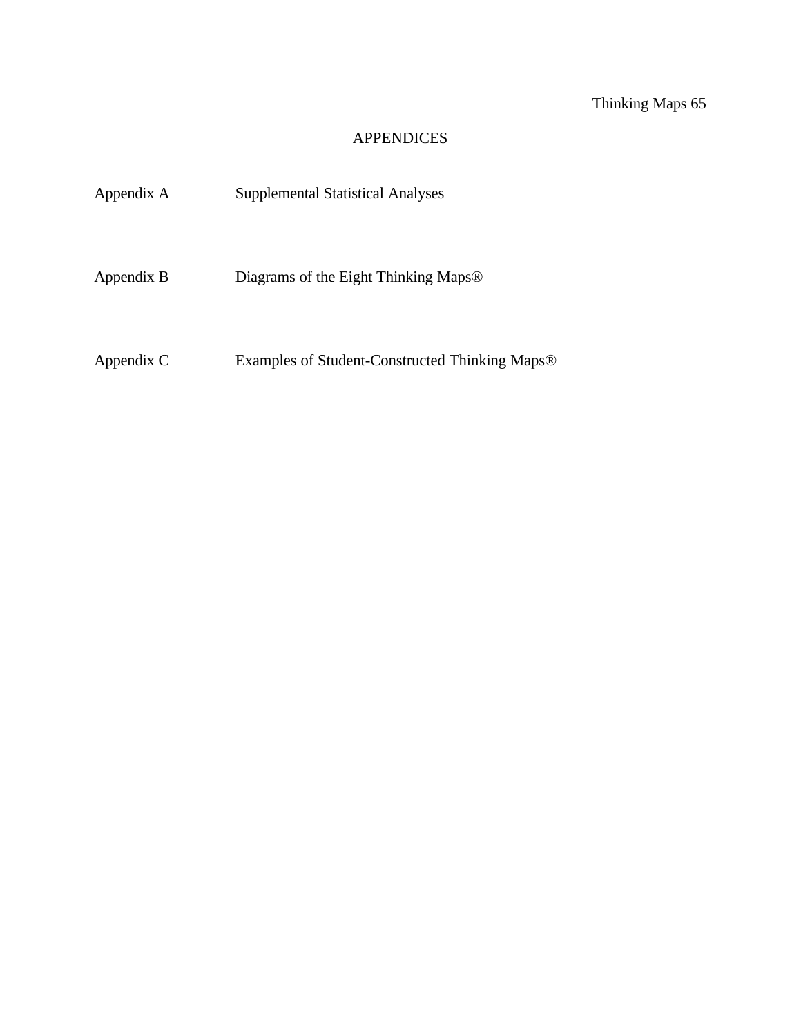# APPENDICES

| | |
|---|---|
| Appendix A | Supplemental Statistical Analyses |
| Appendix B | Diagrams of the Eight Thinking Maps® |
| Appendix C | Examples of Student-Constructed Thinking Maps® |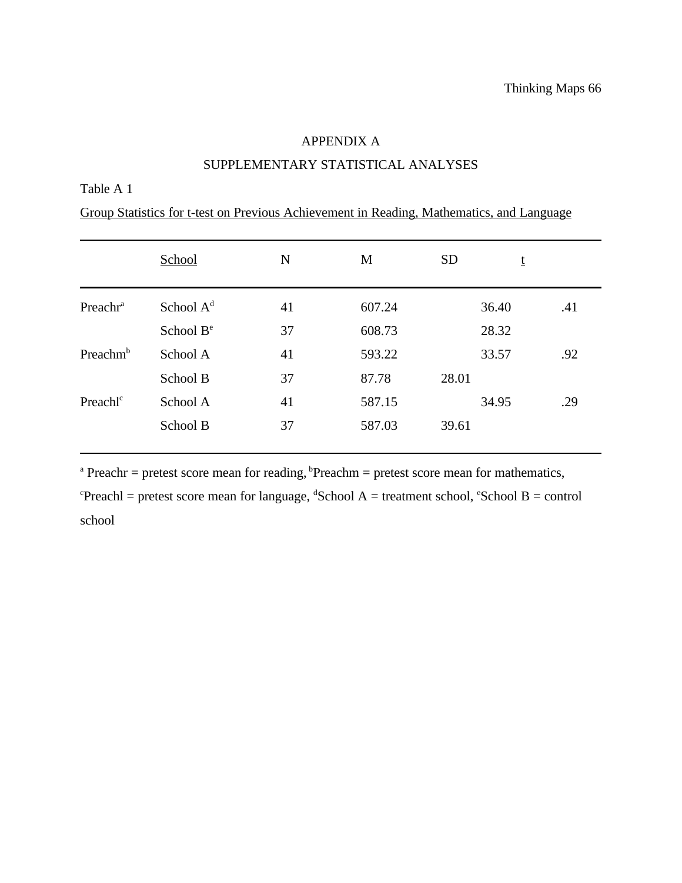APPENDIX A

SUPPLEMENTARY STATISTICAL ANALYSES

Table A 1

Group Statistics for t-test on Previous Achievement in Reading, Mathematics, and Language

| | School | N | M | SD | t |
|---|---|---|---|---|---|
| Preachr[a] | School A[d] | 41 | 607.24 | 36.40 | .41 |
| | School B[e] | 37 | 608.73 | 28.32 | |
| Preachm[b] | School A | 41 | 593.22 | 33.57 | .92 |
| | School B | 37 | 87.78 | 28.01 | |
| Preachl[c] | School A | 41 | 587.15 | 34.95 | .29 |
| | School B | 37 | 587.03 | 39.61 | |

[a] Preachr = pretest score mean for reading, [b]Preachm = pretest score mean for mathematics, [c]Preachl = pretest score mean for language, [d]School A = treatment school, [e]School B = control school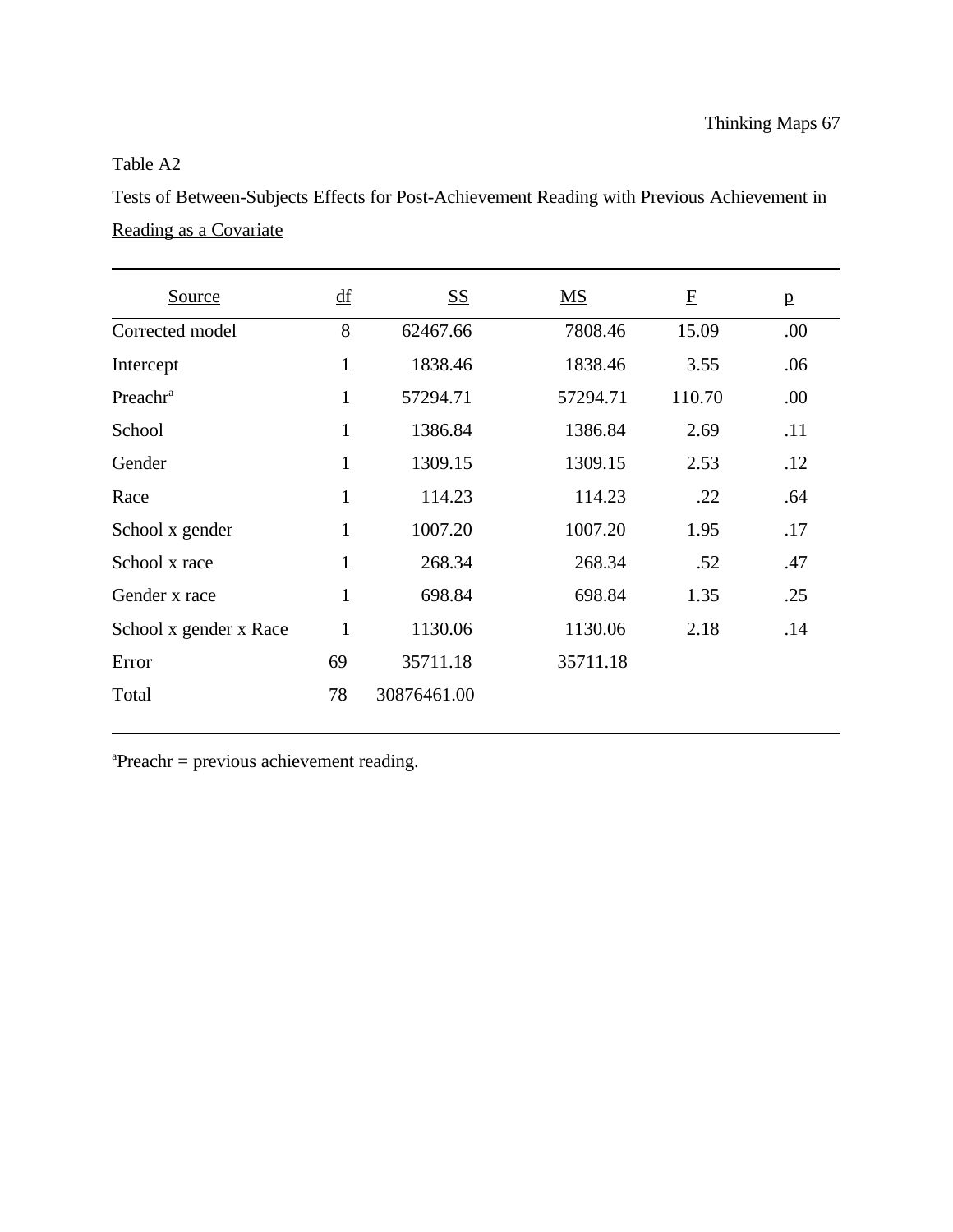Table A2

Tests of Between-Subjects Effects for Post-Achievement Reading with Previous Achievement in Reading as a Covariate

| Source | df | SS | MS | F | p |
|---|---|---|---|---|---|
| Corrected model | 8 | 62467.66 | 7808.46 | 15.09 | .00 |
| Intercept | 1 | 1838.46 | 1838.46 | 3.55 | .06 |
| Preachr[a] | 1 | 57294.71 | 57294.71 | 110.70 | .00 |
| School | 1 | 1386.84 | 1386.84 | 2.69 | .11 |
| Gender | 1 | 1309.15 | 1309.15 | 2.53 | .12 |
| Race | 1 | 114.23 | 114.23 | .22 | .64 |
| School x gender | 1 | 1007.20 | 1007.20 | 1.95 | .17 |
| School x race | 1 | 268.34 | 268.34 | .52 | .47 |
| Gender x race | 1 | 698.84 | 698.84 | 1.35 | .25 |
| School x gender x Race | 1 | 1130.06 | 1130.06 | 2.18 | .14 |
| Error | 69 | 35711.18 | 35711.18 | | |
| Total | 78 | 30876461.00 | | | |

[a]Preachr = previous achievement reading.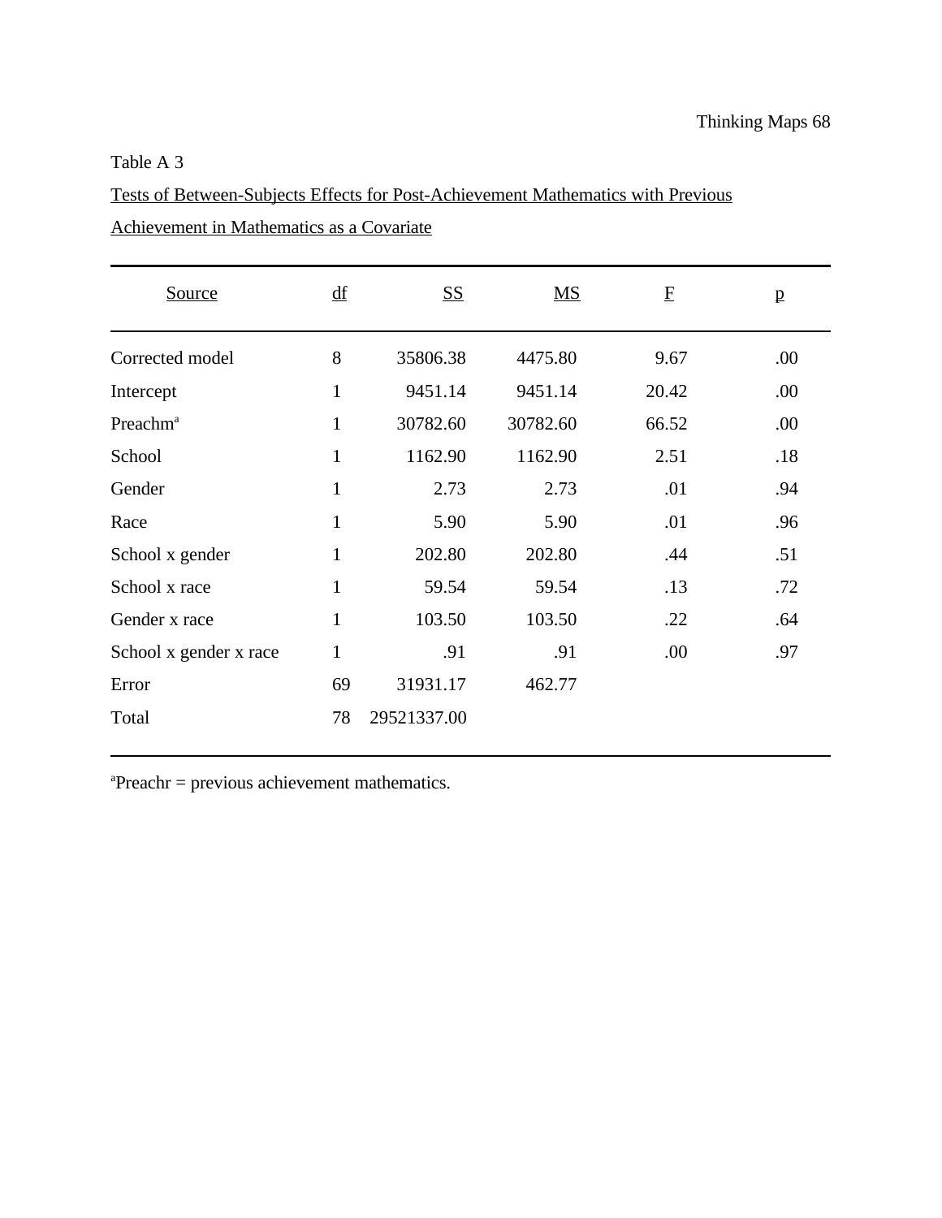Table A 3

Tests of Between-Subjects Effects for Post-Achievement Mathematics with Previous Achievement in Mathematics as a Covariate

| Source | df | SS | MS | F | p |
|---|---|---|---|---|---|
| Corrected model | 8 | 35806.38 | 4475.80 | 9.67 | .00 |
| Intercept | 1 | 9451.14 | 9451.14 | 20.42 | .00 |
| Preachm[a] | 1 | 30782.60 | 30782.60 | 66.52 | .00 |
| School | 1 | 1162.90 | 1162.90 | 2.51 | .18 |
| Gender | 1 | 2.73 | 2.73 | .01 | .94 |
| Race | 1 | 5.90 | 5.90 | .01 | .96 |
| School x gender | 1 | 202.80 | 202.80 | .44 | .51 |
| School x race | 1 | 59.54 | 59.54 | .13 | .72 |
| Gender x race | 1 | 103.50 | 103.50 | .22 | .64 |
| School x gender x race | 1 | .91 | .91 | .00 | .97 |
| Error | 69 | 31931.17 | 462.77 | | |
| Total | 78 | 29521337.00 | | | |

[a]Preachr = previous achievement mathematics.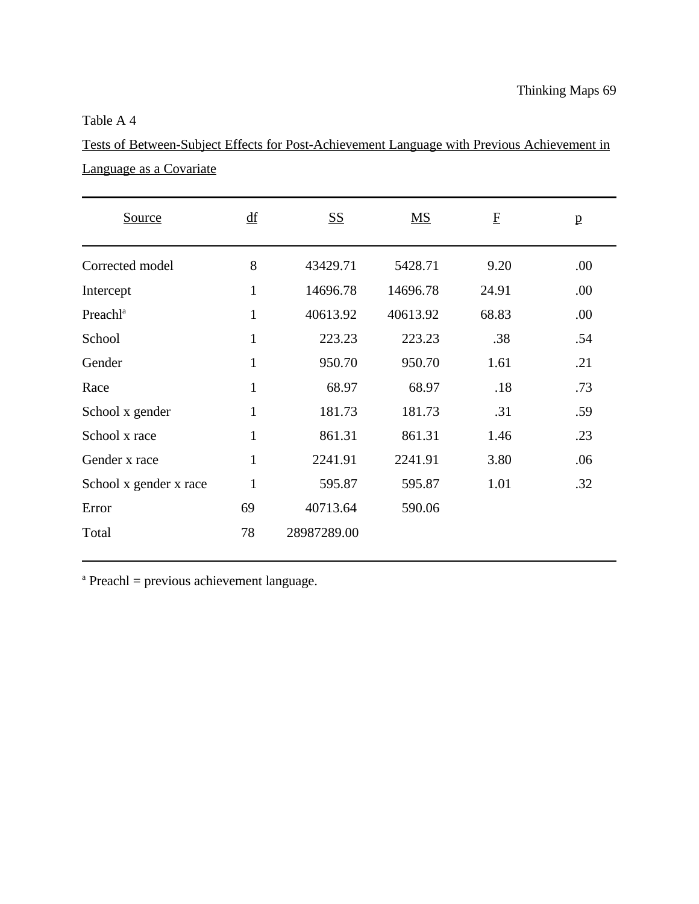Table A 4

Tests of Between-Subject Effects for Post-Achievement Language with Previous Achievement in Language as a Covariate

| Source | df | SS | MS | F | p |
|---|---|---|---|---|---|
| Corrected model | 8 | 43429.71 | 5428.71 | 9.20 | .00 |
| Intercept | 1 | 14696.78 | 14696.78 | 24.91 | .00 |
| Preachl[a] | 1 | 40613.92 | 40613.92 | 68.83 | .00 |
| School | 1 | 223.23 | 223.23 | .38 | .54 |
| Gender | 1 | 950.70 | 950.70 | 1.61 | .21 |
| Race | 1 | 68.97 | 68.97 | .18 | .73 |
| School x gender | 1 | 181.73 | 181.73 | .31 | .59 |
| School x race | 1 | 861.31 | 861.31 | 1.46 | .23 |
| Gender x race | 1 | 2241.91 | 2241.91 | 3.80 | .06 |
| School x gender x race | 1 | 595.87 | 595.87 | 1.01 | .32 |
| Error | 69 | 40713.64 | 590.06 | | |
| Total | 78 | 28987289.00 | | | |

[a] Preachl = previous achievement language.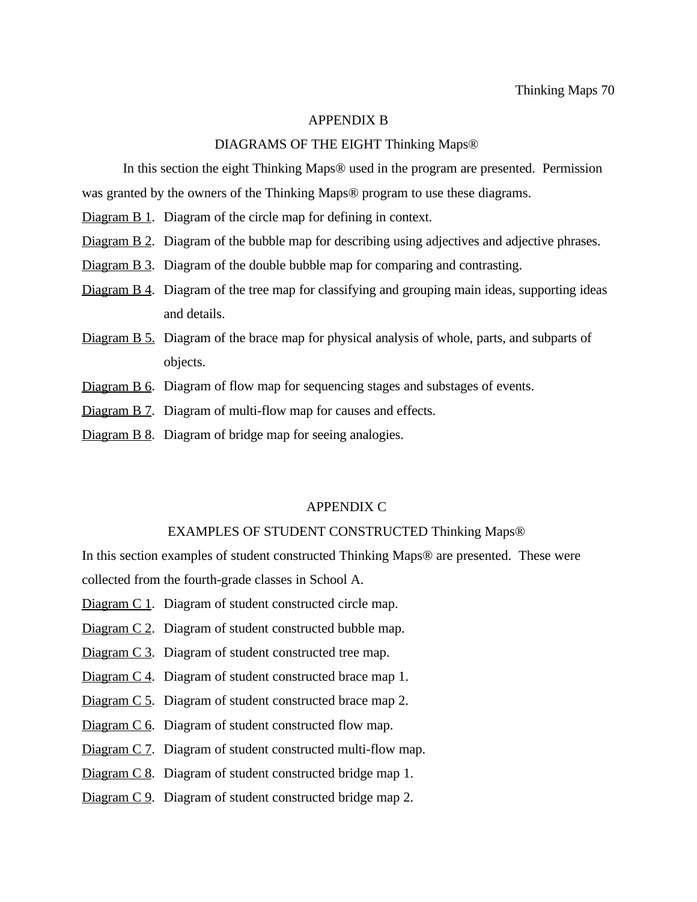## APPENDIX B

### DIAGRAMS OF THE EIGHT Thinking Maps®

In this section the eight Thinking Maps® used in the program are presented. Permission was granted by the owners of the Thinking Maps® program to use these diagrams.

<u>Diagram B 1</u>. Diagram of the circle map for defining in context.

<u>Diagram B 2</u>. Diagram of the bubble map for describing using adjectives and adjective phrases.

<u>Diagram B 3</u>. Diagram of the double bubble map for comparing and contrasting.

<u>Diagram B 4</u>. Diagram of the tree map for classifying and grouping main ideas, supporting ideas and details.

<u>Diagram B 5.</u> Diagram of the brace map for physical analysis of whole, parts, and subparts of objects.

<u>Diagram B 6</u>. Diagram of flow map for sequencing stages and substages of events.

<u>Diagram B 7</u>. Diagram of multi-flow map for causes and effects.

<u>Diagram B 8</u>. Diagram of bridge map for seeing analogies.

## APPENDIX C

### EXAMPLES OF STUDENT CONSTRUCTED Thinking Maps®

In this section examples of student constructed Thinking Maps® are presented. These were collected from the fourth-grade classes in School A.

<u>Diagram C 1</u>. Diagram of student constructed circle map.

<u>Diagram C 2</u>. Diagram of student constructed bubble map.

<u>Diagram C 3</u>. Diagram of student constructed tree map.

<u>Diagram C 4</u>. Diagram of student constructed brace map 1.

<u>Diagram C 5</u>. Diagram of student constructed brace map 2.

<u>Diagram C 6</u>. Diagram of student constructed flow map.

<u>Diagram C 7</u>. Diagram of student constructed multi-flow map.

<u>Diagram C 8</u>. Diagram of student constructed bridge map 1.

<u>Diagram C 9</u>. Diagram of student constructed bridge map 2.